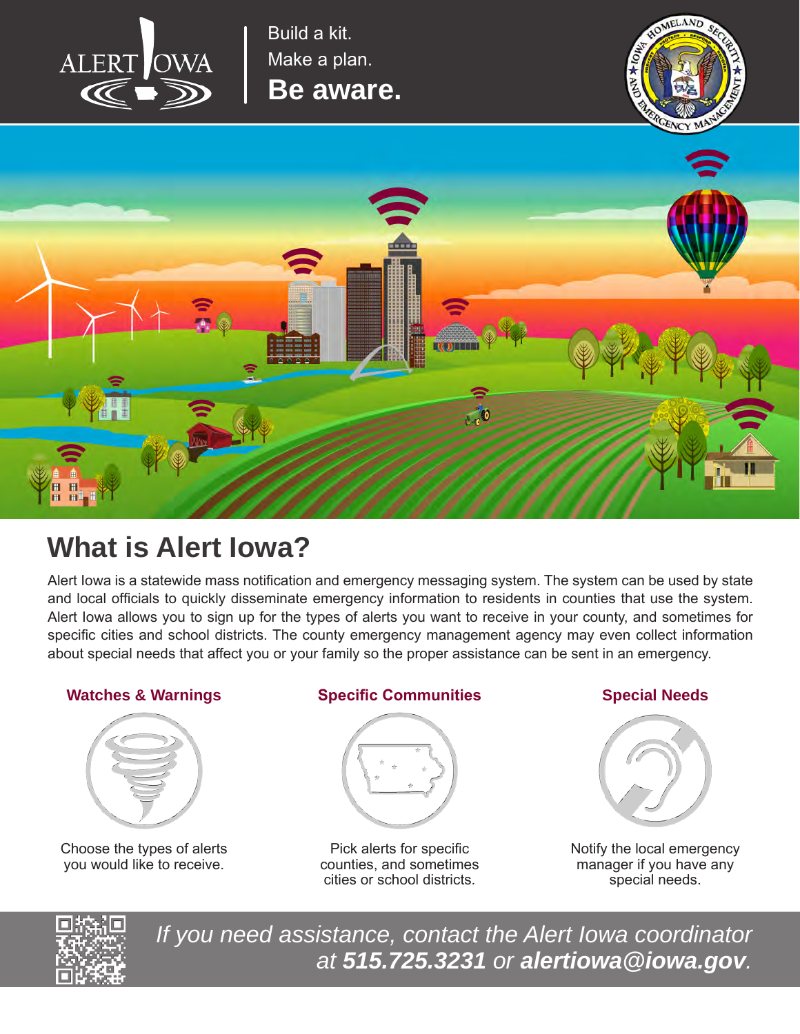ALERT IOWA

Build a kit.
Make a plan.
**Be aware.**

# What is Alert Iowa?

Alert Iowa is a statewide mass notification and emergency messaging system. The system can be used by state and local officials to quickly disseminate emergency information to residents in counties that use the system. Alert Iowa allows you to sign up for the types of alerts you want to receive in your county, and sometimes for specific cities and school districts. The county emergency management agency may even collect information about special needs that affect you or your family so the proper assistance can be sent in an emergency.

### Watches & Warnings

Choose the types of alerts you would like to receive.

### Specific Communities

Pick alerts for specific counties, and sometimes cities or school districts.

### Special Needs

Notify the local emergency manager if you have any special needs.

*If you need assistance, contact the Alert Iowa coordinator at **515.725.3231** or **alertiowa@iowa.gov**.*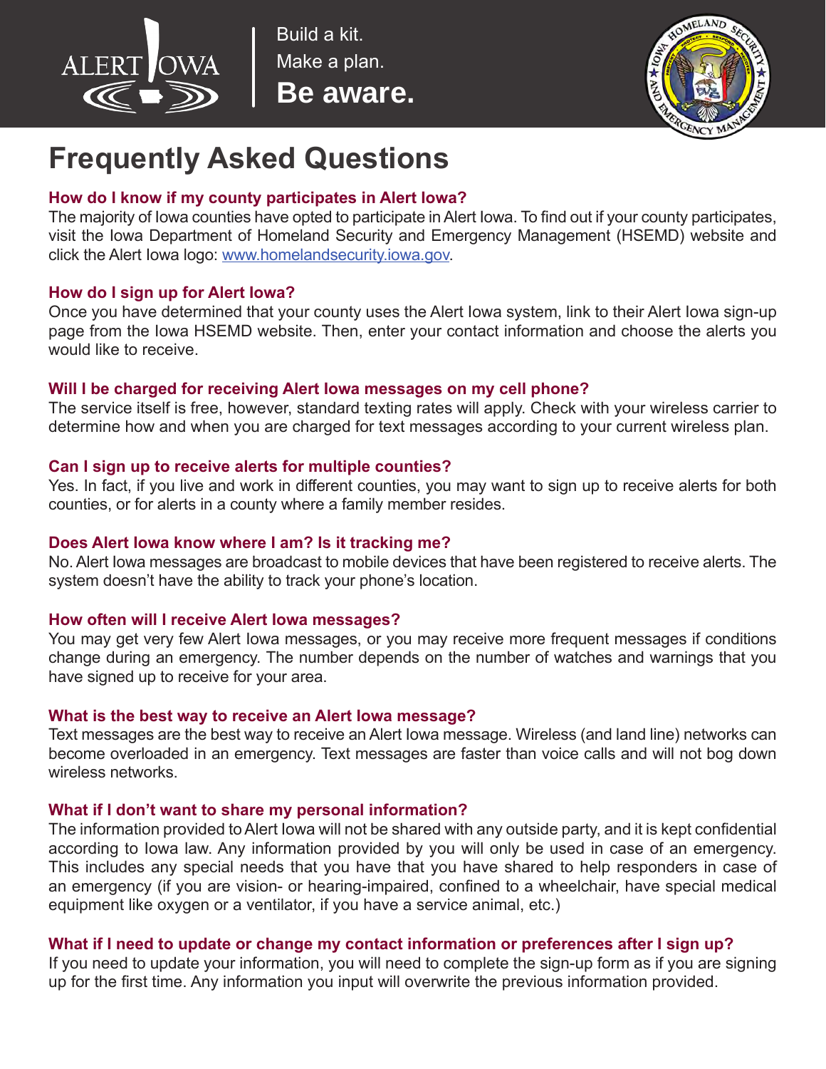ALERT IOWA

Build a kit.
Make a plan.
**Be aware.**

# Frequently Asked Questions

### How do I know if my county participates in Alert Iowa?

The majority of Iowa counties have opted to participate in Alert Iowa. To find out if your county participates, visit the Iowa Department of Homeland Security and Emergency Management (HSEMD) website and click the Alert Iowa logo: www.homelandsecurity.iowa.gov.

### How do I sign up for Alert Iowa?

Once you have determined that your county uses the Alert Iowa system, link to their Alert Iowa sign-up page from the Iowa HSEMD website. Then, enter your contact information and choose the alerts you would like to receive.

### Will I be charged for receiving Alert Iowa messages on my cell phone?

The service itself is free, however, standard texting rates will apply. Check with your wireless carrier to determine how and when you are charged for text messages according to your current wireless plan.

### Can I sign up to receive alerts for multiple counties?

Yes. In fact, if you live and work in different counties, you may want to sign up to receive alerts for both counties, or for alerts in a county where a family member resides.

### Does Alert Iowa know where I am? Is it tracking me?

No. Alert Iowa messages are broadcast to mobile devices that have been registered to receive alerts. The system doesn't have the ability to track your phone's location.

### How often will I receive Alert Iowa messages?

You may get very few Alert Iowa messages, or you may receive more frequent messages if conditions change during an emergency. The number depends on the number of watches and warnings that you have signed up to receive for your area.

### What is the best way to receive an Alert Iowa message?

Text messages are the best way to receive an Alert Iowa message. Wireless (and land line) networks can become overloaded in an emergency. Text messages are faster than voice calls and will not bog down wireless networks.

### What if I don't want to share my personal information?

The information provided to Alert Iowa will not be shared with any outside party, and it is kept confidential according to Iowa law. Any information provided by you will only be used in case of an emergency. This includes any special needs that you have that you have shared to help responders in case of an emergency (if you are vision- or hearing-impaired, confined to a wheelchair, have special medical equipment like oxygen or a ventilator, if you have a service animal, etc.)

### What if I need to update or change my contact information or preferences after I sign up?

If you need to update your information, you will need to complete the sign-up form as if you are signing up for the first time. Any information you input will overwrite the previous information provided.